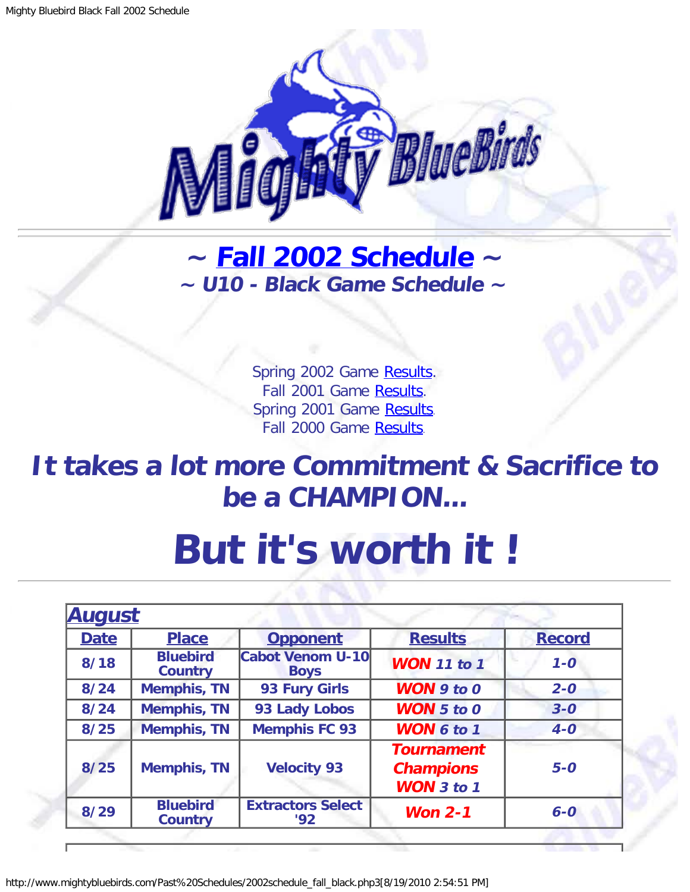# ~ Fall 2002 Schedule ~

## ~ U10 - Black Game Schedule ~

Spring 2002 Game Results.
Fall 2001 Game Results.
Spring 2001 Game Results.
Fall 2000 Game Results.

# It takes a lot more Commitment & Sacrifice to be a CHAMPION...

# But it's worth it !

| August | | | | |
|---|---|---|---|---|
| **Date** | **Place** | **Opponent** | **Results** | **Record** |
| 8/18 | Bluebird Country | Cabot Venom U-10 Boys | ***WON** 11 to 1* | *1-0* |
| 8/24 | Memphis, TN | 93 Fury Girls | ***WON** 9 to 0* | *2-0* |
| 8/24 | Memphis, TN | 93 Lady Lobos | ***WON** 5 to 0* | *3-0* |
| 8/25 | Memphis, TN | Memphis FC 93 | ***WON** 6 to 1* | *4-0* |
| 8/25 | Memphis, TN | Velocity 93 | ***Tournament Champions WON** 3 to 1* | *5-0* |
| 8/29 | Bluebird Country | Extractors Select '92 | ***Won 2-1*** | *6-0* |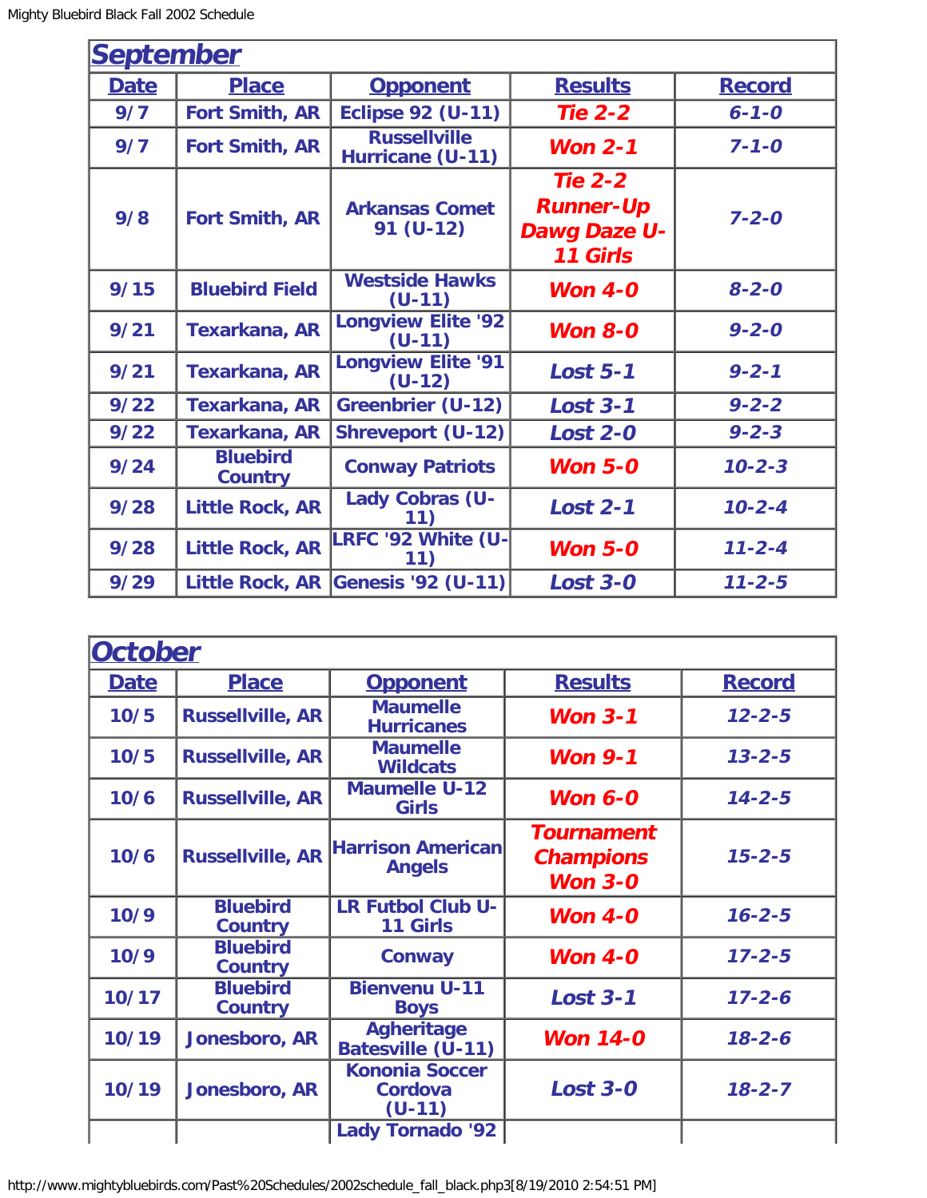## September

| Date | Place | Opponent | Results | Record |
|---|---|---|---|---|
| 9/7 | Fort Smith, AR | Eclipse 92 (U-11) | Tie 2-2 | 6-1-0 |
| 9/7 | Fort Smith, AR | Russellville Hurricane (U-11) | Won 2-1 | 7-1-0 |
| 9/8 | Fort Smith, AR | Arkansas Comet 91 (U-12) | Tie 2-2 Runner-Up Dawg Daze U-11 Girls | 7-2-0 |
| 9/15 | Bluebird Field | Westside Hawks (U-11) | Won 4-0 | 8-2-0 |
| 9/21 | Texarkana, AR | Longview Elite '92 (U-11) | Won 8-0 | 9-2-0 |
| 9/21 | Texarkana, AR | Longview Elite '91 (U-12) | Lost 5-1 | 9-2-1 |
| 9/22 | Texarkana, AR | Greenbrier (U-12) | Lost 3-1 | 9-2-2 |
| 9/22 | Texarkana, AR | Shreveport (U-12) | Lost 2-0 | 9-2-3 |
| 9/24 | Bluebird Country | Conway Patriots | Won 5-0 | 10-2-3 |
| 9/28 | Little Rock, AR | Lady Cobras (U-11) | Lost 2-1 | 10-2-4 |
| 9/28 | Little Rock, AR | LRFC '92 White (U-11) | Won 5-0 | 11-2-4 |
| 9/29 | Little Rock, AR | Genesis '92 (U-11) | Lost 3-0 | 11-2-5 |

## October

| Date | Place | Opponent | Results | Record |
|---|---|---|---|---|
| 10/5 | Russellville, AR | Maumelle Hurricanes | Won 3-1 | 12-2-5 |
| 10/5 | Russellville, AR | Maumelle Wildcats | Won 9-1 | 13-2-5 |
| 10/6 | Russellville, AR | Maumelle U-12 Girls | Won 6-0 | 14-2-5 |
| 10/6 | Russellville, AR | Harrison American Angels | Tournament Champions Won 3-0 | 15-2-5 |
| 10/9 | Bluebird Country | LR Futbol Club U-11 Girls | Won 4-0 | 16-2-5 |
| 10/9 | Bluebird Country | Conway | Won 4-0 | 17-2-5 |
| 10/17 | Bluebird Country | Bienvenu U-11 Boys | Lost 3-1 | 17-2-6 |
| 10/19 | Jonesboro, AR | Agheritage Batesville (U-11) | Won 14-0 | 18-2-6 |
| 10/19 | Jonesboro, AR | Kononia Soccer Cordova (U-11) | Lost 3-0 | 18-2-7 |
| | | Lady Tornado '92 | | |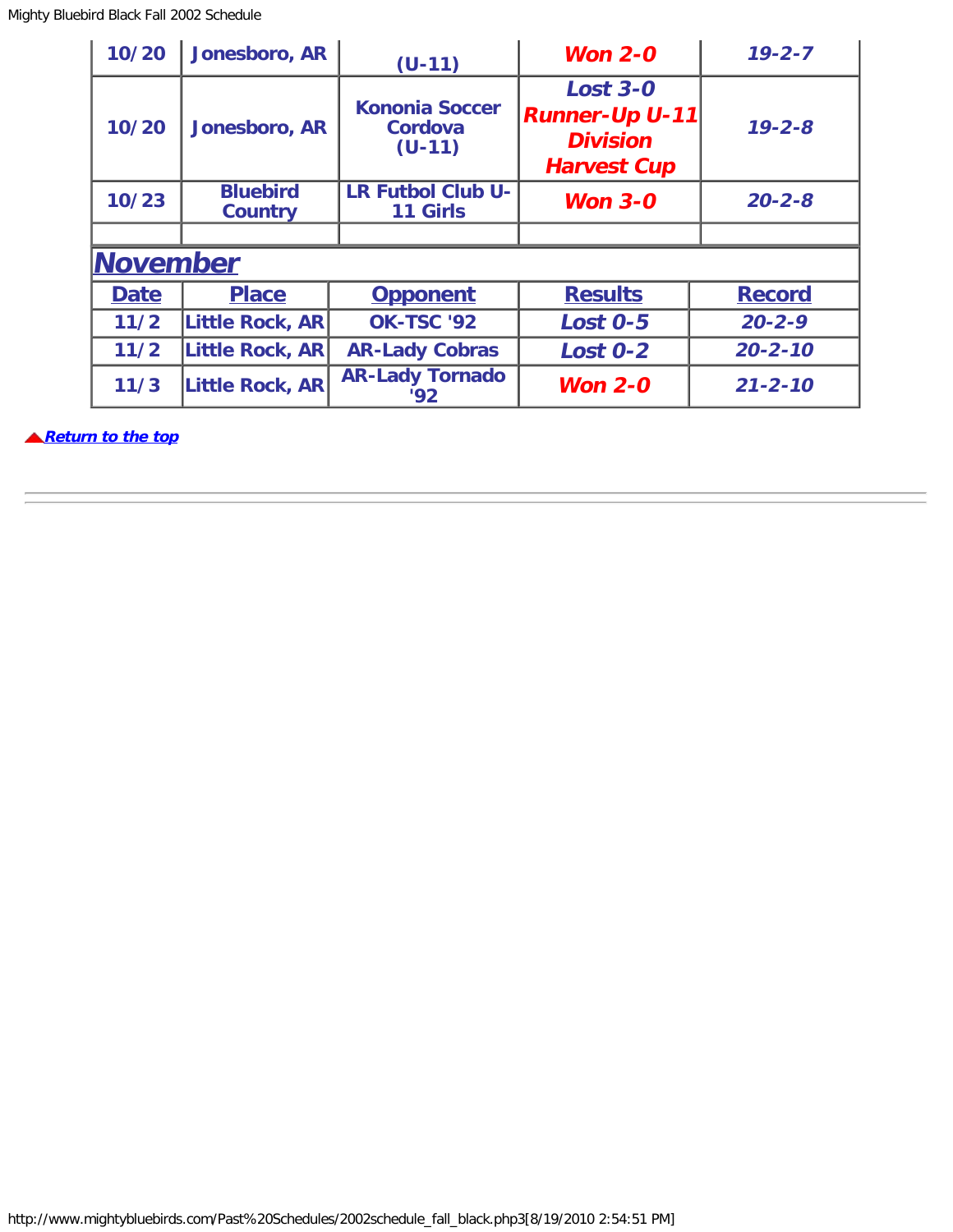| | | | | |
|---|---|---|---|---|
| 10/20 | Jonesboro, AR | (U-11) | Won 2-0 | 19-2-7 |
| 10/20 | Jonesboro, AR | Kononia Soccer Cordova (U-11) | Lost 3-0 Runner-Up U-11 Division Harvest Cup | 19-2-8 |
| 10/23 | Bluebird Country | LR Futbol Club U-11 Girls | Won 3-0 | 20-2-8 |
| | | | | |

## November

| Date | Place | Opponent | Results | Record |
|---|---|---|---|---|
| 11/2 | Little Rock, AR | OK-TSC '92 | Lost 0-5 | 20-2-9 |
| 11/2 | Little Rock, AR | AR-Lady Cobras | Lost 0-2 | 20-2-10 |
| 11/3 | Little Rock, AR | AR-Lady Tornado '92 | Won 2-0 | 21-2-10 |

Return to the top